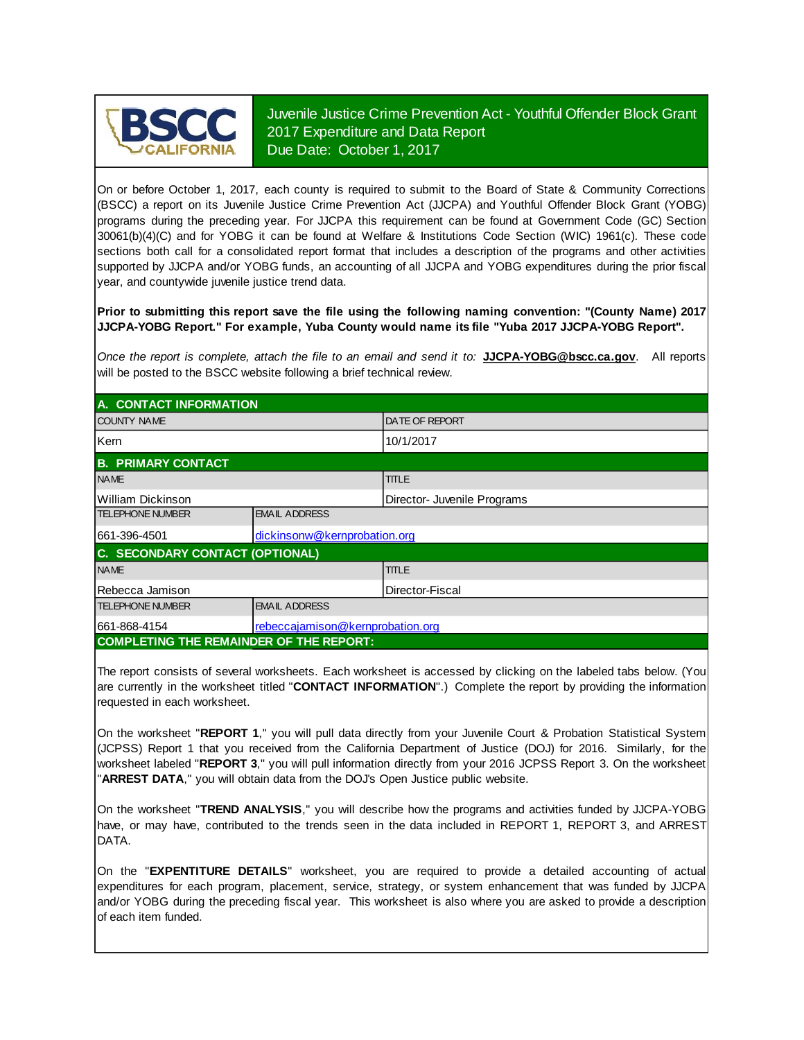# Juvenile Justice Crime Prevention Act - Youthful Offender Block Grant
## 2017 Expenditure and Data Report
### Due Date: October 1, 2017

On or before October 1, 2017, each county is required to submit to the Board of State & Community Corrections (BSCC) a report on its Juvenile Justice Crime Prevention Act (JJCPA) and Youthful Offender Block Grant (YOBG) programs during the preceding year. For JJCPA this requirement can be found at Government Code (GC) Section 30061(b)(4)(C) and for YOBG it can be found at Welfare & Institutions Code Section (WIC) 1961(c). These code sections both call for a consolidated report format that includes a description of the programs and other activities supported by JJCPA and/or YOBG funds, an accounting of all JJCPA and YOBG expenditures during the prior fiscal year, and countywide juvenile justice trend data.

**Prior to submitting this report save the file using the following naming convention: "(County Name) 2017 JJCPA-YOBG Report." For example, Yuba County would name its file "Yuba 2017 JJCPA-YOBG Report".**

*Once the report is complete, attach the file to an email and send it to:* **JJCPA-YOBG@bscc.ca.gov**. All reports will be posted to the BSCC website following a brief technical review.

## A. CONTACT INFORMATION

| COUNTY NAME | DATE OF REPORT |
|---|---|
| Kern | 10/1/2017 |

## B. PRIMARY CONTACT

| NAME | TITLE |
|---|---|
| William Dickinson | Director- Juvenile Programs |
| **TELEPHONE NUMBER** | **EMAIL ADDRESS** |
| 661-396-4501 | dickinsonw@kernprobation.org |

## C. SECONDARY CONTACT (OPTIONAL)

| NAME | TITLE |
|---|---|
| Rebecca Jamison | Director-Fiscal |
| **TELEPHONE NUMBER** | **EMAIL ADDRESS** |
| 661-868-4154 | rebeccajamison@kernprobation.org |

## COMPLETING THE REMAINDER OF THE REPORT:

The report consists of several worksheets. Each worksheet is accessed by clicking on the labeled tabs below. (You are currently in the worksheet titled "**CONTACT INFORMATION**".) Complete the report by providing the information requested in each worksheet.

On the worksheet "**REPORT 1**," you will pull data directly from your Juvenile Court & Probation Statistical System (JCPSS) Report 1 that you received from the California Department of Justice (DOJ) for 2016. Similarly, for the worksheet labeled "**REPORT 3**," you will pull information directly from your 2016 JCPSS Report 3. On the worksheet "**ARREST DATA**," you will obtain data from the DOJ's Open Justice public website.

On the worksheet "**TREND ANALYSIS**," you will describe how the programs and activities funded by JJCPA-YOBG have, or may have, contributed to the trends seen in the data included in REPORT 1, REPORT 3, and ARREST DATA.

On the "**EXPENTITURE DETAILS**" worksheet, you are required to provide a detailed accounting of actual expenditures for each program, placement, service, strategy, or system enhancement that was funded by JJCPA and/or YOBG during the preceding fiscal year. This worksheet is also where you are asked to provide a description of each item funded.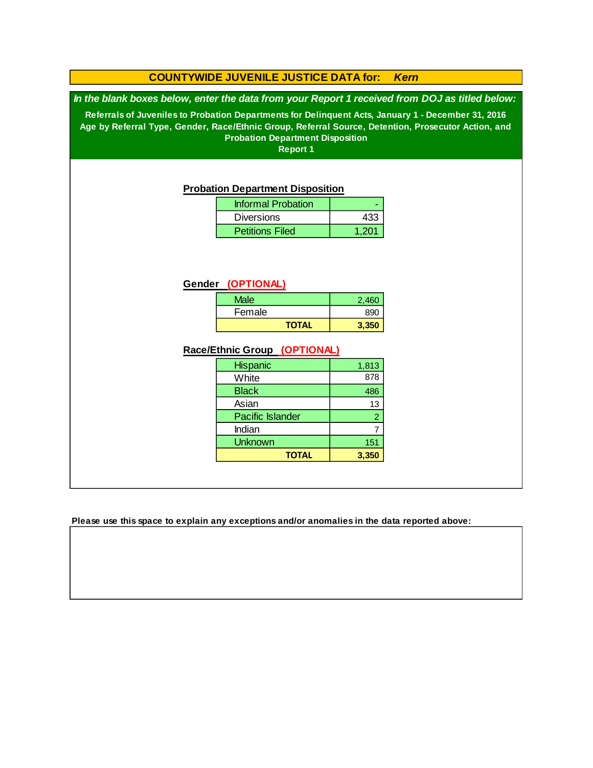## COUNTYWIDE JUVENILE JUSTICE DATA for: *Kern*

***In the blank boxes below, enter the data from your Report 1 received from DOJ as titled below:***

**Referrals of Juveniles to Probation Departments for Delinquent Acts, January 1 - December 31, 2016**
**Age by Referral Type, Gender, Race/Ethnic Group, Referral Source, Detention, Prosecutor Action, and Probation Department Disposition**
**Report 1**

### Probation Department Disposition

| | |
|---|---|
| Informal Probation | - |
| Diversions | 433 |
| Petitions Filed | 1,201 |

### Gender (OPTIONAL)

| | |
|---|---|
| Male | 2,460 |
| Female | 890 |
| **TOTAL** | **3,350** |

### Race/Ethnic Group (OPTIONAL)

| | |
|---|---|
| Hispanic | 1,813 |
| White | 878 |
| Black | 486 |
| Asian | 13 |
| Pacific Islander | 2 |
| Indian | 7 |
| Unknown | 151 |
| **TOTAL** | **3,350** |

**Please use this space to explain any exceptions and/or anomalies in the data reported above:**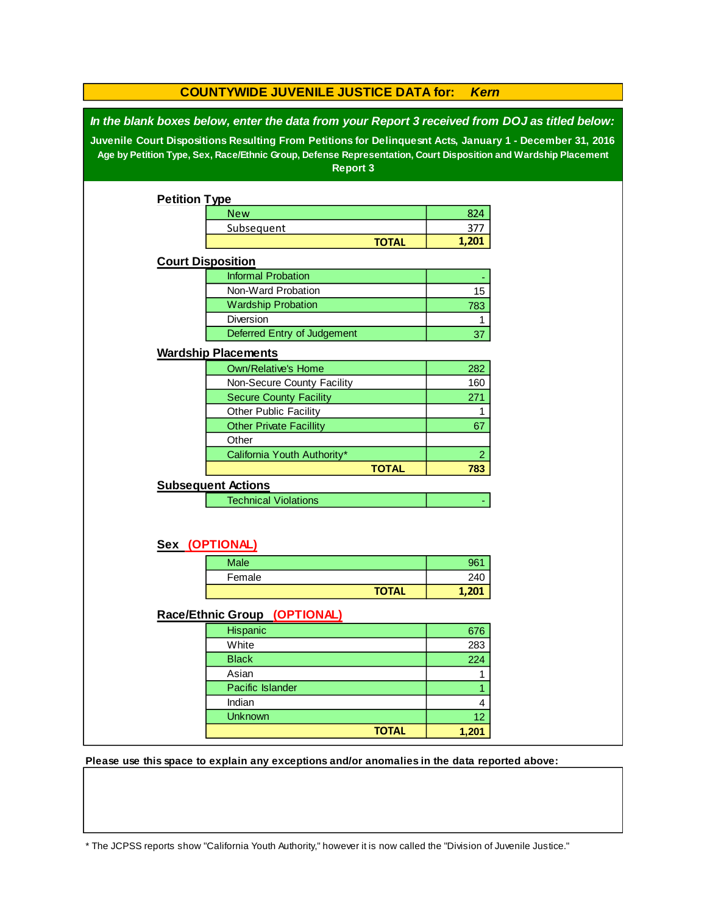# COUNTYWIDE JUVENILE JUSTICE DATA for: *Kern*

***In the blank boxes below, enter the data from your Report 3 received from DOJ as titled below:***

**Juvenile Court Dispositions Resulting From Petitions for Delinquesnt Acts, January 1 - December 31, 2016**

**Age by Petition Type, Sex, Race/Ethnic Group, Defense Representation, Court Disposition and Wardship Placement**

**Report 3**

## Petition Type

| | |
|---|---|
| New | 824 |
| Subsequent | 377 |
| **TOTAL** | **1,201** |

## Court Disposition

| | |
|---|---|
| Informal Probation | - |
| Non-Ward Probation | 15 |
| Wardship Probation | 783 |
| Diversion | 1 |
| Deferred Entry of Judgement | 37 |

## Wardship Placements

| | |
|---|---|
| Own/Relative's Home | 282 |
| Non-Secure County Facility | 160 |
| Secure County Facility | 271 |
| Other Public Facility | 1 |
| Other Private Facillity | 67 |
| Other | |
| California Youth Authority* | 2 |
| **TOTAL** | **783** |

## Subsequent Actions

| | |
|---|---|
| Technical Violations | - |

## Sex (OPTIONAL)

| | |
|---|---|
| Male | 961 |
| Female | 240 |
| **TOTAL** | **1,201** |

## Race/Ethnic Group (OPTIONAL)

| | |
|---|---|
| Hispanic | 676 |
| White | 283 |
| Black | 224 |
| Asian | 1 |
| Pacific Islander | 1 |
| Indian | 4 |
| Unknown | 12 |
| **TOTAL** | **1,201** |

**Please use this space to explain any exceptions and/or anomalies in the data reported above:**

* The JCPSS reports show "California Youth Authority," however it is now called the "Division of Juvenile Justice."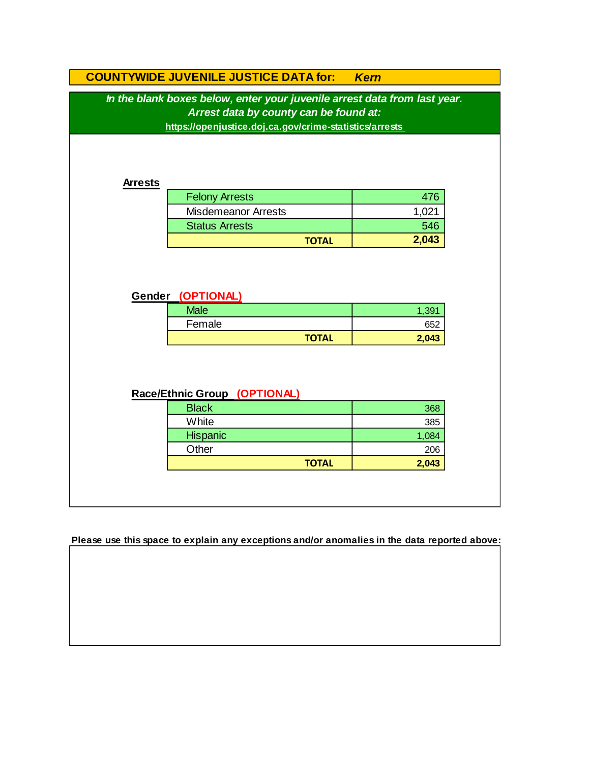## COUNTYWIDE JUVENILE JUSTICE DATA for: *Kern*

***In the blank boxes below, enter your juvenile arrest data from last year.***
***Arrest data by county can be found at:***
https://openjustice.doj.ca.gov/crime-statistics/arrests

### Arrests

| | |
|---|---|
| Felony Arrests | 476 |
| Misdemeanor Arrests | 1,021 |
| Status Arrests | 546 |
| **TOTAL** | **2,043** |

### Gender (OPTIONAL)

| | |
|---|---|
| Male | 1,391 |
| Female | 652 |
| **TOTAL** | **2,043** |

### Race/Ethnic Group (OPTIONAL)

| | |
|---|---|
| Black | 368 |
| White | 385 |
| Hispanic | 1,084 |
| Other | 206 |
| **TOTAL** | **2,043** |

**Please use this space to explain any exceptions and/or anomalies in the data reported above:**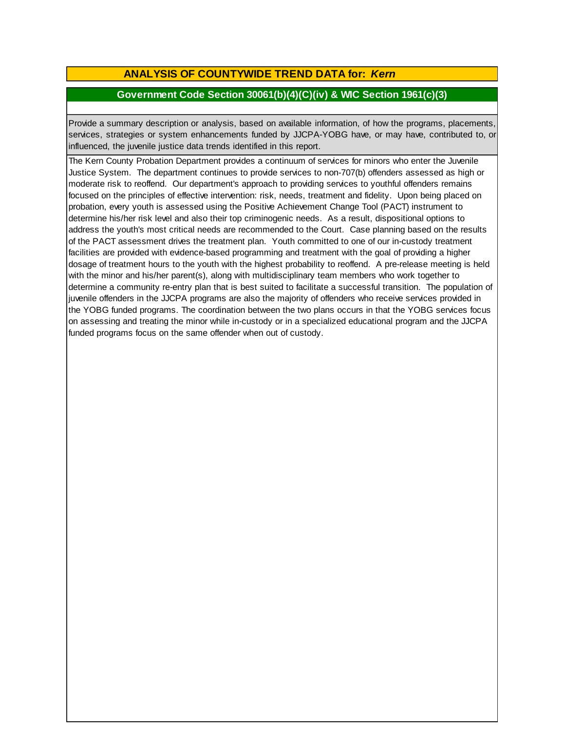## ANALYSIS OF COUNTYWIDE TREND DATA for: *Kern*

### Government Code Section 30061(b)(4)(C)(iv) & WIC Section 1961(c)(3)

Provide a summary description or analysis, based on available information, of how the programs, placements, services, strategies or system enhancements funded by JJCPA-YOBG have, or may have, contributed to, or influenced, the juvenile justice data trends identified in this report.

The Kern County Probation Department provides a continuum of services for minors who enter the Juvenile Justice System. The department continues to provide services to non-707(b) offenders assessed as high or moderate risk to reoffend. Our department's approach to providing services to youthful offenders remains focused on the principles of effective intervention: risk, needs, treatment and fidelity. Upon being placed on probation, every youth is assessed using the Positive Achievement Change Tool (PACT) instrument to determine his/her risk level and also their top criminogenic needs. As a result, dispositional options to address the youth's most critical needs are recommended to the Court. Case planning based on the results of the PACT assessment drives the treatment plan. Youth committed to one of our in-custody treatment facilities are provided with evidence-based programming and treatment with the goal of providing a higher dosage of treatment hours to the youth with the highest probability to reoffend. A pre-release meeting is held with the minor and his/her parent(s), along with multidisciplinary team members who work together to determine a community re-entry plan that is best suited to facilitate a successful transition. The population of juvenile offenders in the JJCPA programs are also the majority of offenders who receive services provided in the YOBG funded programs. The coordination between the two plans occurs in that the YOBG services focus on assessing and treating the minor while in-custody or in a specialized educational program and the JJCPA funded programs focus on the same offender when out of custody.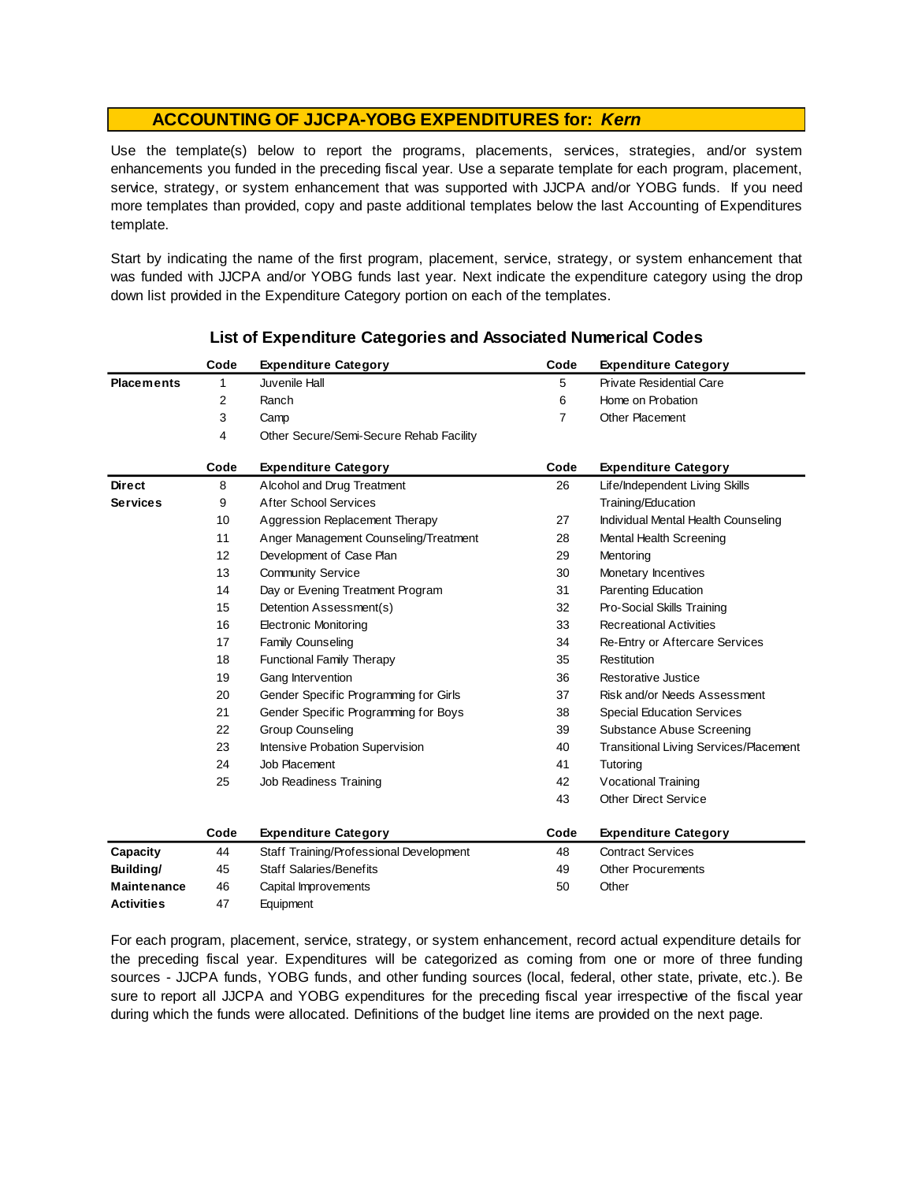## ACCOUNTING OF JJCPA-YOBG EXPENDITURES for: *Kern*

Use the template(s) below to report the programs, placements, services, strategies, and/or system enhancements you funded in the preceding fiscal year. Use a separate template for each program, placement, service, strategy, or system enhancement that was supported with JJCPA and/or YOBG funds. If you need more templates than provided, copy and paste additional templates below the last Accounting of Expenditures template.

Start by indicating the name of the first program, placement, service, strategy, or system enhancement that was funded with JJCPA and/or YOBG funds last year. Next indicate the expenditure category using the drop down list provided in the Expenditure Category portion on each of the templates.

### List of Expenditure Categories and Associated Numerical Codes

| | Code | Expenditure Category | Code | Expenditure Category |
|---|---|---|---|---|
| **Placements** | 1 | Juvenile Hall | 5 | Private Residential Care |
| | 2 | Ranch | 6 | Home on Probation |
| | 3 | Camp | 7 | Other Placement |
| | 4 | Other Secure/Semi-Secure Rehab Facility | | |

| | Code | Expenditure Category | Code | Expenditure Category |
|---|---|---|---|---|
| **Direct Services** | 8 | Alcohol and Drug Treatment | 26 | Life/Independent Living Skills Training/Education |
| | 9 | After School Services | | |
| | 10 | Aggression Replacement Therapy | 27 | Individual Mental Health Counseling |
| | 11 | Anger Management Counseling/Treatment | 28 | Mental Health Screening |
| | 12 | Development of Case Plan | 29 | Mentoring |
| | 13 | Community Service | 30 | Monetary Incentives |
| | 14 | Day or Evening Treatment Program | 31 | Parenting Education |
| | 15 | Detention Assessment(s) | 32 | Pro-Social Skills Training |
| | 16 | Electronic Monitoring | 33 | Recreational Activities |
| | 17 | Family Counseling | 34 | Re-Entry or Aftercare Services |
| | 18 | Functional Family Therapy | 35 | Restitution |
| | 19 | Gang Intervention | 36 | Restorative Justice |
| | 20 | Gender Specific Programming for Girls | 37 | Risk and/or Needs Assessment |
| | 21 | Gender Specific Programming for Boys | 38 | Special Education Services |
| | 22 | Group Counseling | 39 | Substance Abuse Screening |
| | 23 | Intensive Probation Supervision | 40 | Transitional Living Services/Placement |
| | 24 | Job Placement | 41 | Tutoring |
| | 25 | Job Readiness Training | 42 | Vocational Training |
| | | | 43 | Other Direct Service |

| | Code | Expenditure Category | Code | Expenditure Category |
|---|---|---|---|---|
| **Capacity Building/ Maintenance Activities** | 44 | Staff Training/Professional Development | 48 | Contract Services |
| | 45 | Staff Salaries/Benefits | 49 | Other Procurements |
| | 46 | Capital Improvements | 50 | Other |
| | 47 | Equipment | | |

For each program, placement, service, strategy, or system enhancement, record actual expenditure details for the preceding fiscal year. Expenditures will be categorized as coming from one or more of three funding sources - JJCPA funds, YOBG funds, and other funding sources (local, federal, other state, private, etc.). Be sure to report all JJCPA and YOBG expenditures for the preceding fiscal year irrespective of the fiscal year during which the funds were allocated. Definitions of the budget line items are provided on the next page.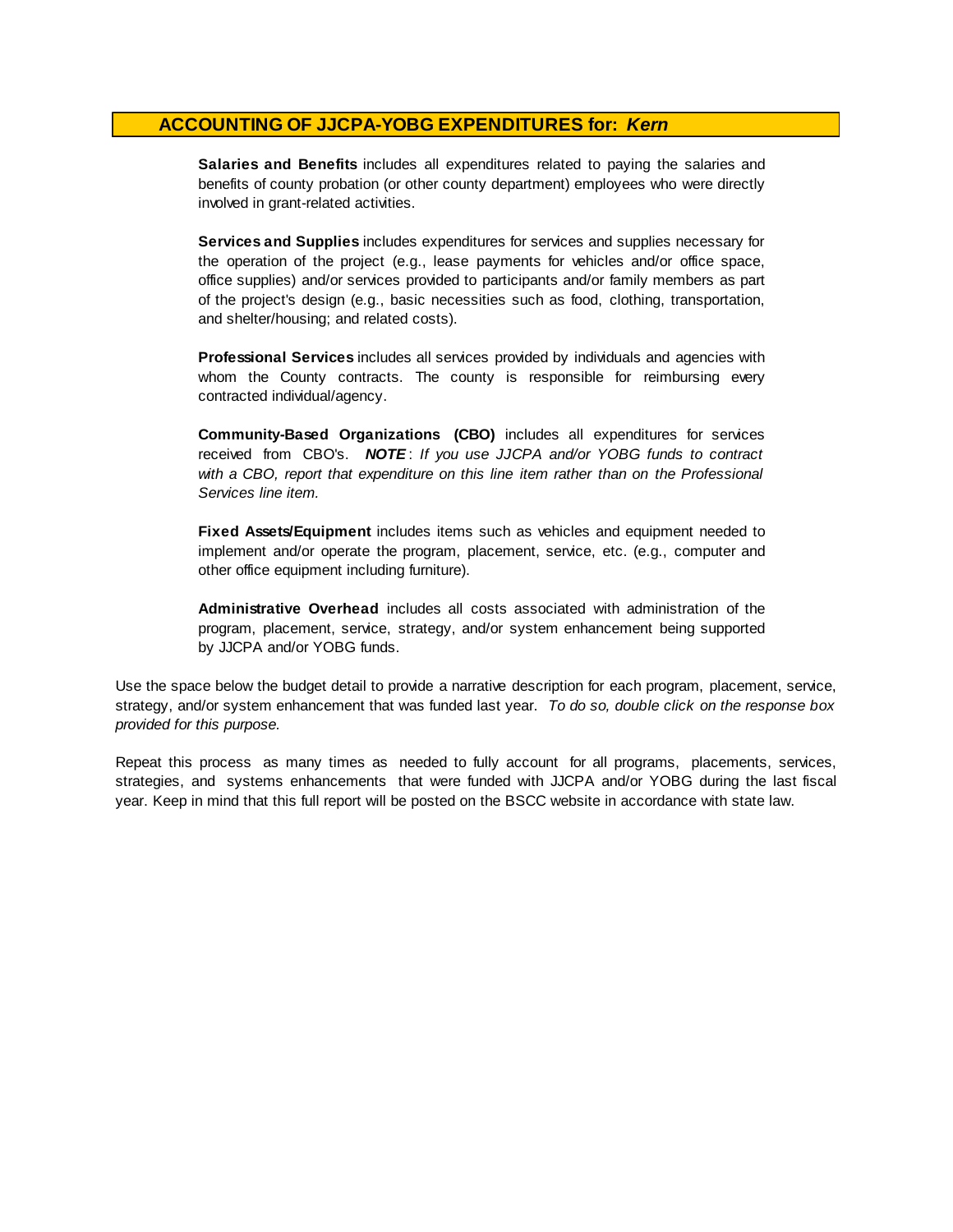## ACCOUNTING OF JJCPA-YOBG EXPENDITURES for: *Kern*

**Salaries and Benefits** includes all expenditures related to paying the salaries and benefits of county probation (or other county department) employees who were directly involved in grant-related activities.

**Services and Supplies** includes expenditures for services and supplies necessary for the operation of the project (e.g., lease payments for vehicles and/or office space, office supplies) and/or services provided to participants and/or family members as part of the project's design (e.g., basic necessities such as food, clothing, transportation, and shelter/housing; and related costs).

**Professional Services** includes all services provided by individuals and agencies with whom the County contracts. The county is responsible for reimbursing every contracted individual/agency.

**Community-Based Organizations (CBO)** includes all expenditures for services received from CBO's. ***NOTE***: *If you use JJCPA and/or YOBG funds to contract with a CBO, report that expenditure on this line item rather than on the Professional Services line item.*

**Fixed Assets/Equipment** includes items such as vehicles and equipment needed to implement and/or operate the program, placement, service, etc. (e.g., computer and other office equipment including furniture).

**Administrative Overhead** includes all costs associated with administration of the program, placement, service, strategy, and/or system enhancement being supported by JJCPA and/or YOBG funds.

Use the space below the budget detail to provide a narrative description for each program, placement, service, strategy, and/or system enhancement that was funded last year. *To do so, double click on the response box provided for this purpose.*

Repeat this process as many times as needed to fully account for all programs, placements, services, strategies, and systems enhancements that were funded with JJCPA and/or YOBG during the last fiscal year. Keep in mind that this full report will be posted on the BSCC website in accordance with state law.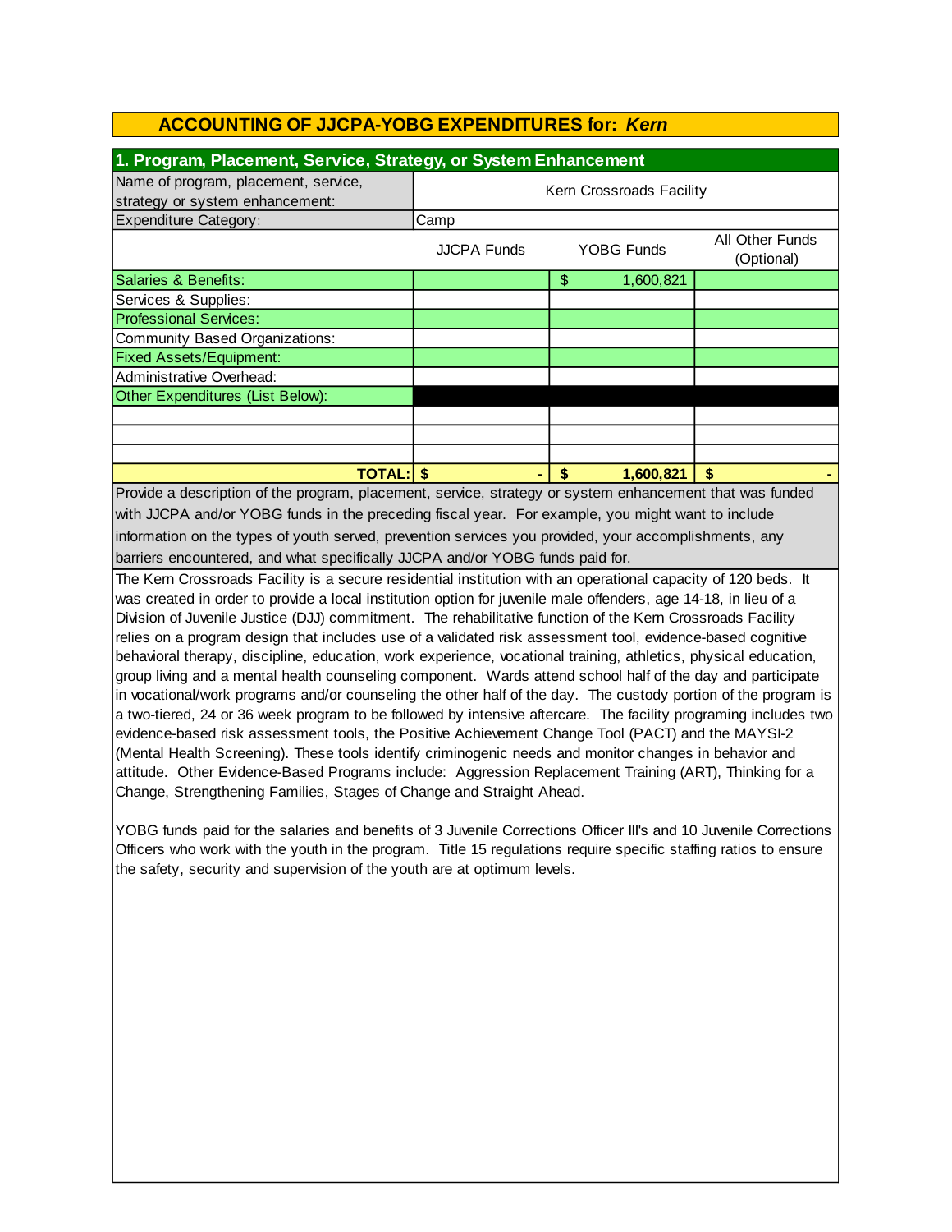## ACCOUNTING OF JJCPA-YOBG EXPENDITURES for: *Kern*

### 1. Program, Placement, Service, Strategy, or System Enhancement

| Name of program, placement, service, strategy or system enhancement: | Kern Crossroads Facility | | |
|---|---|---|---|
| Expenditure Category: | Camp | | |
| | JJCPA Funds | YOBG Funds | All Other Funds (Optional) |
| Salaries & Benefits: | | $ 1,600,821 | |
| Services & Supplies: | | | |
| Professional Services: | | | |
| Community Based Organizations: | | | |
| Fixed Assets/Equipment: | | | |
| Administrative Overhead: | | | |
| Other Expenditures (List Below): | | | |
| | | | |
| | | | |
| | | | |
| **TOTAL:** | **$ -** | **$ 1,600,821** | **$ -** |

Provide a description of the program, placement, service, strategy or system enhancement that was funded with JJCPA and/or YOBG funds in the preceding fiscal year. For example, you might want to include information on the types of youth served, prevention services you provided, your accomplishments, any barriers encountered, and what specifically JJCPA and/or YOBG funds paid for.

The Kern Crossroads Facility is a secure residential institution with an operational capacity of 120 beds. It was created in order to provide a local institution option for juvenile male offenders, age 14-18, in lieu of a Division of Juvenile Justice (DJJ) commitment. The rehabilitative function of the Kern Crossroads Facility relies on a program design that includes use of a validated risk assessment tool, evidence-based cognitive behavioral therapy, discipline, education, work experience, vocational training, athletics, physical education, group living and a mental health counseling component. Wards attend school half of the day and participate in vocational/work programs and/or counseling the other half of the day. The custody portion of the program is a two-tiered, 24 or 36 week program to be followed by intensive aftercare. The facility programing includes two evidence-based risk assessment tools, the Positive Achievement Change Tool (PACT) and the MAYSI-2 (Mental Health Screening). These tools identify criminogenic needs and monitor changes in behavior and attitude. Other Evidence-Based Programs include: Aggression Replacement Training (ART), Thinking for a Change, Strengthening Families, Stages of Change and Straight Ahead.

YOBG funds paid for the salaries and benefits of 3 Juvenile Corrections Officer III's and 10 Juvenile Corrections Officers who work with the youth in the program. Title 15 regulations require specific staffing ratios to ensure the safety, security and supervision of the youth are at optimum levels.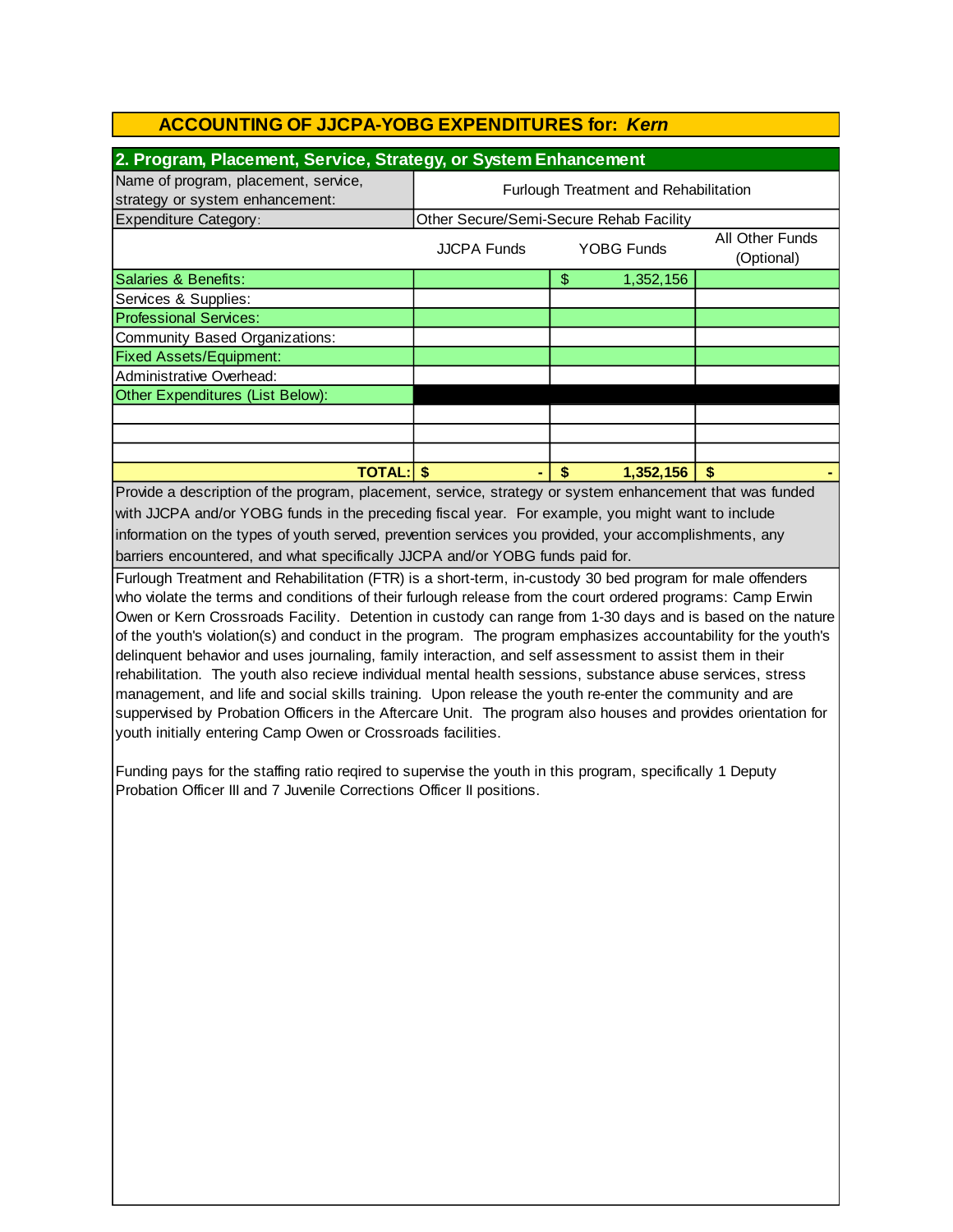# ACCOUNTING OF JJCPA-YOBG EXPENDITURES for: *Kern*

## 2. Program, Placement, Service, Strategy, or System Enhancement

| Name of program, placement, service, strategy or system enhancement: | Furlough Treatment and Rehabilitation | | |
|---|---|---|---|
| Expenditure Category: | Other Secure/Semi-Secure Rehab Facility | | |
| | JJCPA Funds | YOBG Funds | All Other Funds (Optional) |
| Salaries & Benefits: | | $ 1,352,156 | |
| Services & Supplies: | | | |
| Professional Services: | | | |
| Community Based Organizations: | | | |
| Fixed Assets/Equipment: | | | |
| Administrative Overhead: | | | |
| Other Expenditures (List Below): | | | |
| | | | |
| | | | |
| | | | |
| **TOTAL:** | **$ -** | **$ 1,352,156** | **$ -** |

Provide a description of the program, placement, service, strategy or system enhancement that was funded with JJCPA and/or YOBG funds in the preceding fiscal year. For example, you might want to include information on the types of youth served, prevention services you provided, your accomplishments, any barriers encountered, and what specifically JJCPA and/or YOBG funds paid for.

Furlough Treatment and Rehabilitation (FTR) is a short-term, in-custody 30 bed program for male offenders who violate the terms and conditions of their furlough release from the court ordered programs: Camp Erwin Owen or Kern Crossroads Facility. Detention in custody can range from 1-30 days and is based on the nature of the youth's violation(s) and conduct in the program. The program emphasizes accountability for the youth's delinquent behavior and uses journaling, family interaction, and self assessment to assist them in their rehabilitation. The youth also recieve individual mental health sessions, substance abuse services, stress management, and life and social skills training. Upon release the youth re-enter the community and are suppervised by Probation Officers in the Aftercare Unit. The program also houses and provides orientation for youth initially entering Camp Owen or Crossroads facilities.

Funding pays for the staffing ratio reqired to supervise the youth in this program, specifically 1 Deputy Probation Officer III and 7 Juvenile Corrections Officer II positions.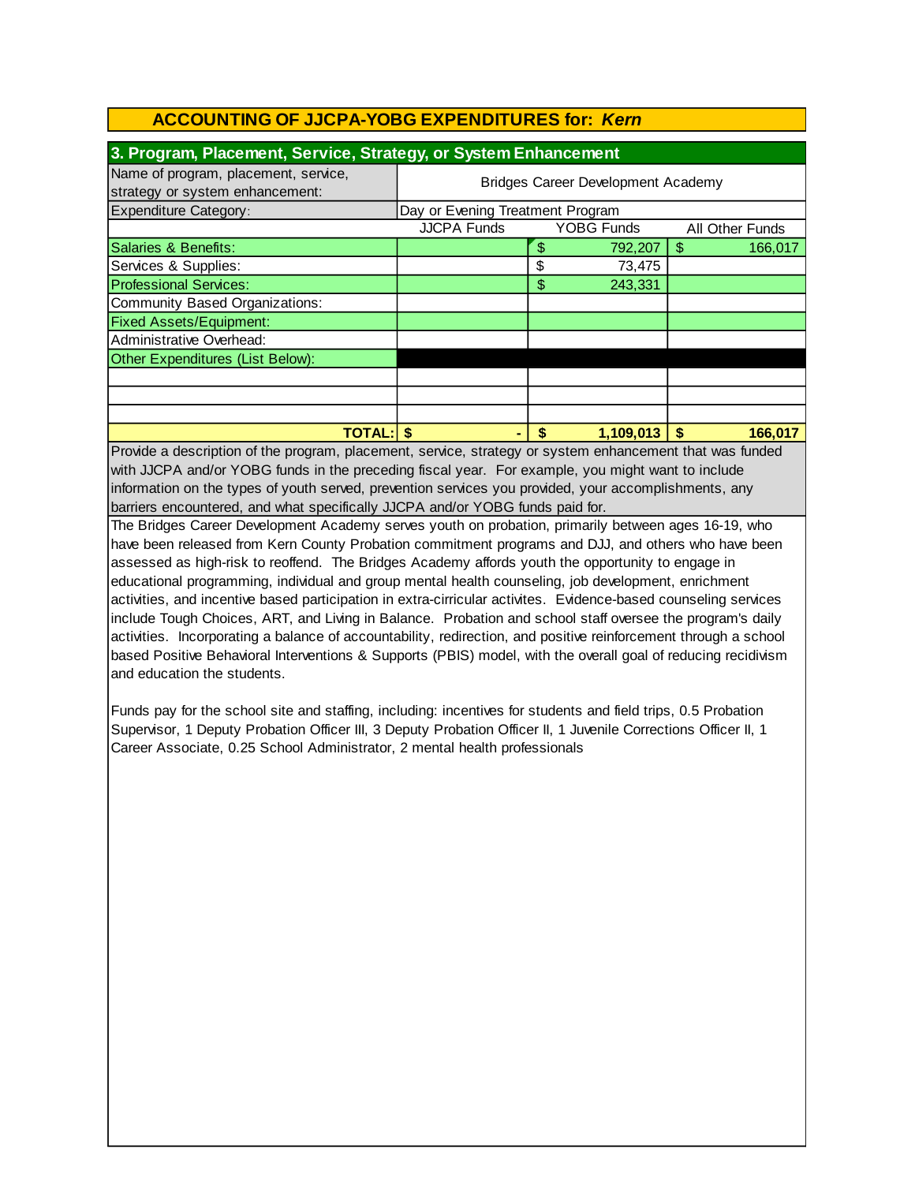## ACCOUNTING OF JJCPA-YOBG EXPENDITURES for: *Kern*

### 3. Program, Placement, Service, Strategy, or System Enhancement

| Name of program, placement, service, strategy or system enhancement: | Bridges Career Development Academy | | |
|---|---|---|---|
| Expenditure Category: | Day or Evening Treatment Program | | |
| | JJCPA Funds | YOBG Funds | All Other Funds |
| Salaries & Benefits: | | $ 792,207 | $ 166,017 |
| Services & Supplies: | | $ 73,475 | |
| Professional Services: | | $ 243,331 | |
| Community Based Organizations: | | | |
| Fixed Assets/Equipment: | | | |
| Administrative Overhead: | | | |
| Other Expenditures (List Below): | | | |
| | | | |
| | | | |
| | | | |
| **TOTAL:** | **$ -** | **$ 1,109,013** | **$ 166,017** |

Provide a description of the program, placement, service, strategy or system enhancement that was funded with JJCPA and/or YOBG funds in the preceding fiscal year. For example, you might want to include information on the types of youth served, prevention services you provided, your accomplishments, any barriers encountered, and what specifically JJCPA and/or YOBG funds paid for.

The Bridges Career Development Academy serves youth on probation, primarily between ages 16-19, who have been released from Kern County Probation commitment programs and DJJ, and others who have been assessed as high-risk to reoffend. The Bridges Academy affords youth the opportunity to engage in educational programming, individual and group mental health counseling, job development, enrichment activities, and incentive based participation in extra-cirricular activites. Evidence-based counseling services include Tough Choices, ART, and Living in Balance. Probation and school staff oversee the program's daily activities. Incorporating a balance of accountability, redirection, and positive reinforcement through a school based Positive Behavioral Interventions & Supports (PBIS) model, with the overall goal of reducing recidivism and education the students.

Funds pay for the school site and staffing, including: incentives for students and field trips, 0.5 Probation Supervisor, 1 Deputy Probation Officer III, 3 Deputy Probation Officer II, 1 Juvenile Corrections Officer II, 1 Career Associate, 0.25 School Administrator, 2 mental health professionals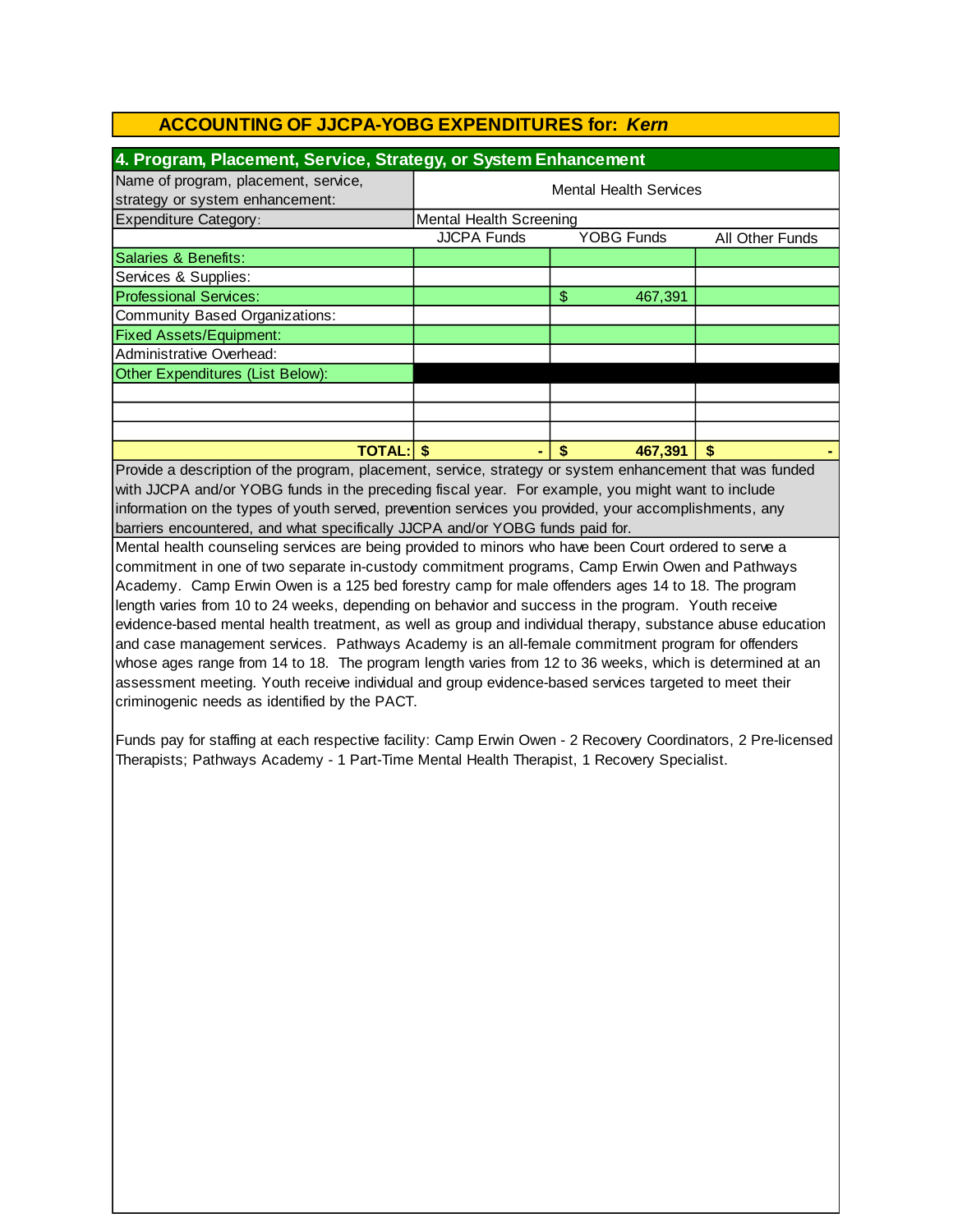## ACCOUNTING OF JJCPA-YOBG EXPENDITURES for: *Kern*

### 4. Program, Placement, Service, Strategy, or System Enhancement

| Name of program, placement, service, strategy or system enhancement: | Mental Health Services | | |
|---|---|---|---|
| Expenditure Category: | Mental Health Screening | | |
| | JJCPA Funds | YOBG Funds | All Other Funds |
| Salaries & Benefits: | | | |
| Services & Supplies: | | | |
| Professional Services: | | $ 467,391 | |
| Community Based Organizations: | | | |
| Fixed Assets/Equipment: | | | |
| Administrative Overhead: | | | |
| Other Expenditures (List Below): | | | |
| | | | |
| | | | |
| | | | |
| **TOTAL:** | **$ -** | **$ 467,391** | **$ -** |

Provide a description of the program, placement, service, strategy or system enhancement that was funded with JJCPA and/or YOBG funds in the preceding fiscal year. For example, you might want to include information on the types of youth served, prevention services you provided, your accomplishments, any barriers encountered, and what specifically JJCPA and/or YOBG funds paid for.

Mental health counseling services are being provided to minors who have been Court ordered to serve a commitment in one of two separate in-custody commitment programs, Camp Erwin Owen and Pathways Academy. Camp Erwin Owen is a 125 bed forestry camp for male offenders ages 14 to 18. The program length varies from 10 to 24 weeks, depending on behavior and success in the program. Youth receive evidence-based mental health treatment, as well as group and individual therapy, substance abuse education and case management services. Pathways Academy is an all-female commitment program for offenders whose ages range from 14 to 18. The program length varies from 12 to 36 weeks, which is determined at an assessment meeting. Youth receive individual and group evidence-based services targeted to meet their criminogenic needs as identified by the PACT.

Funds pay for staffing at each respective facility: Camp Erwin Owen - 2 Recovery Coordinators, 2 Pre-licensed Therapists; Pathways Academy - 1 Part-Time Mental Health Therapist, 1 Recovery Specialist.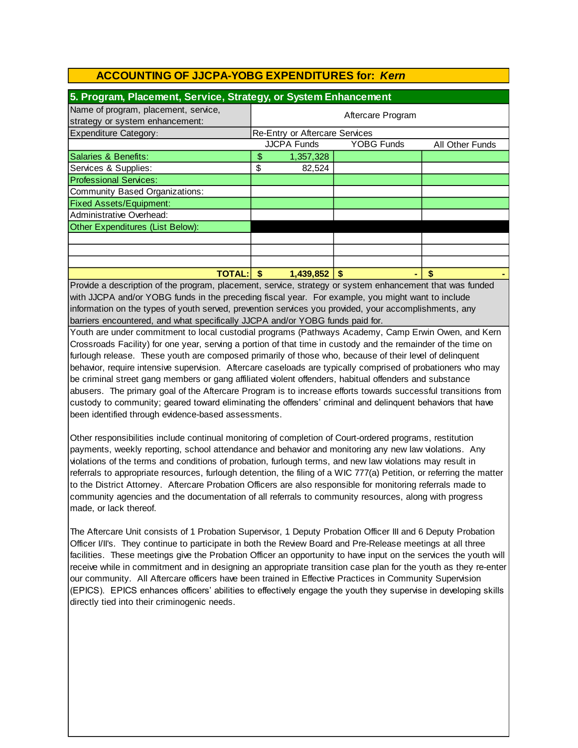## ACCOUNTING OF JJCPA-YOBG EXPENDITURES for: *Kern*

### 5. Program, Placement, Service, Strategy, or System Enhancement

| Name of program, placement, service, strategy or system enhancement: | Aftercare Program | | |
|---|---|---|---|
| Expenditure Category: | Re-Entry or Aftercare Services | | |
| | JJCPA Funds | YOBG Funds | All Other Funds |
| Salaries & Benefits: | $ 1,357,328 | | |
| Services & Supplies: | $ 82,524 | | |
| Professional Services: | | | |
| Community Based Organizations: | | | |
| Fixed Assets/Equipment: | | | |
| Administrative Overhead: | | | |
| Other Expenditures (List Below): | | | |
| | | | |
| | | | |
| | | | |
| **TOTAL:** | **$ 1,439,852** | **$ -** | **$ -** |

Provide a description of the program, placement, service, strategy or system enhancement that was funded with JJCPA and/or YOBG funds in the preceding fiscal year. For example, you might want to include information on the types of youth served, prevention services you provided, your accomplishments, any barriers encountered, and what specifically JJCPA and/or YOBG funds paid for.

Youth are under commitment to local custodial programs (Pathways Academy, Camp Erwin Owen, and Kern Crossroads Facility) for one year, serving a portion of that time in custody and the remainder of the time on furlough release. These youth are composed primarily of those who, because of their level of delinquent behavior, require intensive supervision. Aftercare caseloads are typically comprised of probationers who may be criminal street gang members or gang affiliated violent offenders, habitual offenders and substance abusers. The primary goal of the Aftercare Program is to increase efforts towards successful transitions from custody to community; geared toward eliminating the offenders' criminal and delinquent behaviors that have been identified through evidence-based assessments.

Other responsibilities include continual monitoring of completion of Court-ordered programs, restitution payments, weekly reporting, school attendance and behavior and monitoring any new law violations. Any violations of the terms and conditions of probation, furlough terms, and new law violations may result in referrals to appropriate resources, furlough detention, the filing of a WIC 777(a) Petition, or referring the matter to the District Attorney. Aftercare Probation Officers are also responsible for monitoring referrals made to community agencies and the documentation of all referrals to community resources, along with progress made, or lack thereof.

The Aftercare Unit consists of 1 Probation Supervisor, 1 Deputy Probation Officer III and 6 Deputy Probation Officer I/II's. They continue to participate in both the Review Board and Pre-Release meetings at all three facilities. These meetings give the Probation Officer an opportunity to have input on the services the youth will receive while in commitment and in designing an appropriate transition case plan for the youth as they re-enter our community. All Aftercare officers have been trained in Effective Practices in Community Supervision (EPICS). EPICS enhances officers' abilities to effectively engage the youth they supervise in developing skills directly tied into their criminogenic needs.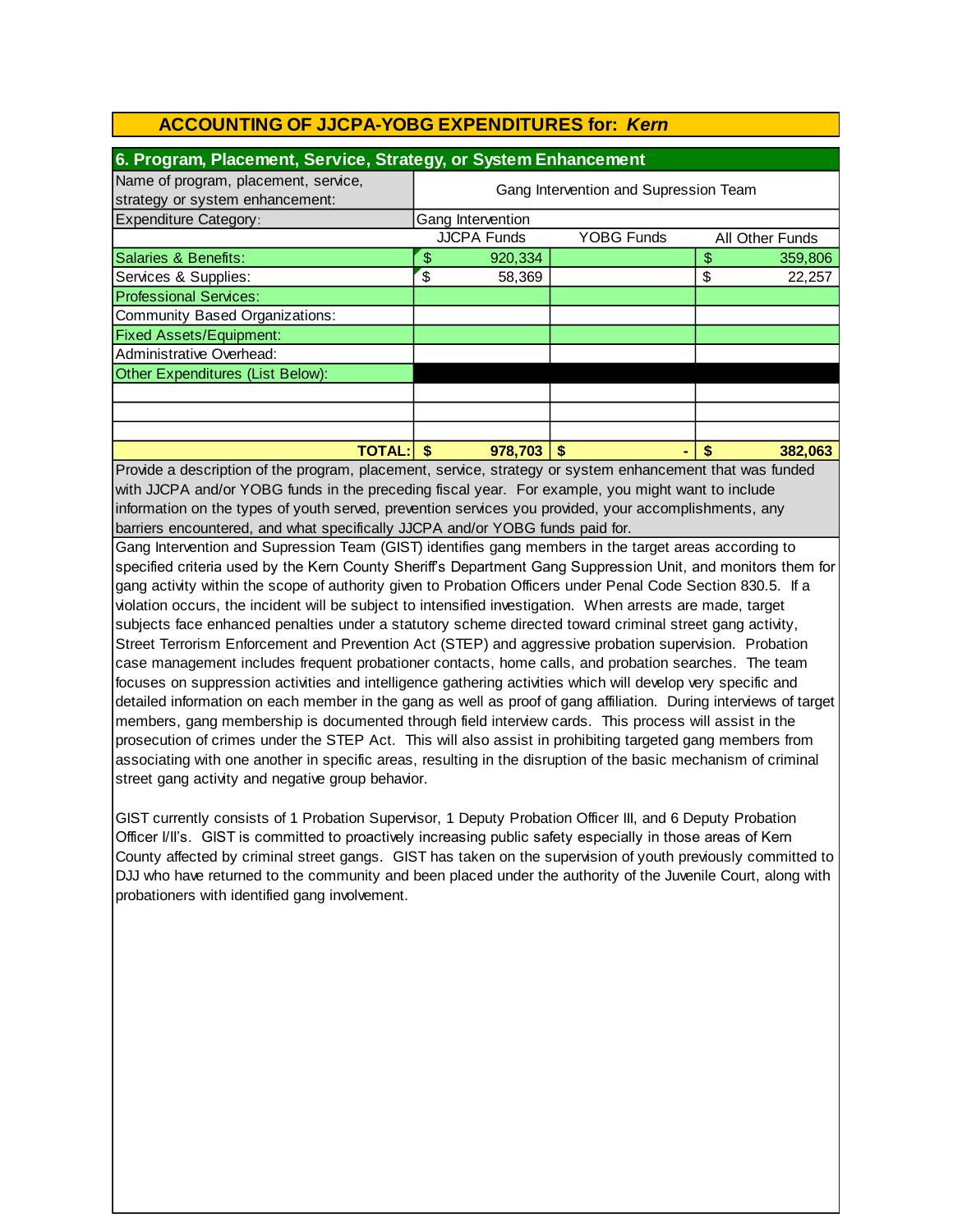## ACCOUNTING OF JJCPA-YOBG EXPENDITURES for: *Kern*

### 6. Program, Placement, Service, Strategy, or System Enhancement

| | | | |
|---|---|---|---|
| Name of program, placement, service, strategy or system enhancement: | Gang Intervention and Supression Team | | |
| Expenditure Category: | Gang Intervention | | |
| | JJCPA Funds | YOBG Funds | All Other Funds |
| Salaries & Benefits: | $ 920,334 | | $ 359,806 |
| Services & Supplies: | $ 58,369 | | $ 22,257 |
| Professional Services: | | | |
| Community Based Organizations: | | | |
| Fixed Assets/Equipment: | | | |
| Administrative Overhead: | | | |
| Other Expenditures (List Below): | | | |
| | | | |
| | | | |
| | | | |
| **TOTAL:** | **$ 978,703** | **$ -** | **$ 382,063** |

Provide a description of the program, placement, service, strategy or system enhancement that was funded with JJCPA and/or YOBG funds in the preceding fiscal year. For example, you might want to include information on the types of youth served, prevention services you provided, your accomplishments, any barriers encountered, and what specifically JJCPA and/or YOBG funds paid for.

Gang Intervention and Supression Team (GIST) identifies gang members in the target areas according to specified criteria used by the Kern County Sheriff's Department Gang Suppression Unit, and monitors them for gang activity within the scope of authority given to Probation Officers under Penal Code Section 830.5. If a violation occurs, the incident will be subject to intensified investigation. When arrests are made, target subjects face enhanced penalties under a statutory scheme directed toward criminal street gang activity, Street Terrorism Enforcement and Prevention Act (STEP) and aggressive probation supervision. Probation case management includes frequent probationer contacts, home calls, and probation searches. The team focuses on suppression activities and intelligence gathering activities which will develop very specific and detailed information on each member in the gang as well as proof of gang affiliation. During interviews of target members, gang membership is documented through field interview cards. This process will assist in the prosecution of crimes under the STEP Act. This will also assist in prohibiting targeted gang members from associating with one another in specific areas, resulting in the disruption of the basic mechanism of criminal street gang activity and negative group behavior.

GIST currently consists of 1 Probation Supervisor, 1 Deputy Probation Officer III, and 6 Deputy Probation Officer I/II's. GIST is committed to proactively increasing public safety especially in those areas of Kern County affected by criminal street gangs. GIST has taken on the supervision of youth previously committed to DJJ who have returned to the community and been placed under the authority of the Juvenile Court, along with probationers with identified gang involvement.